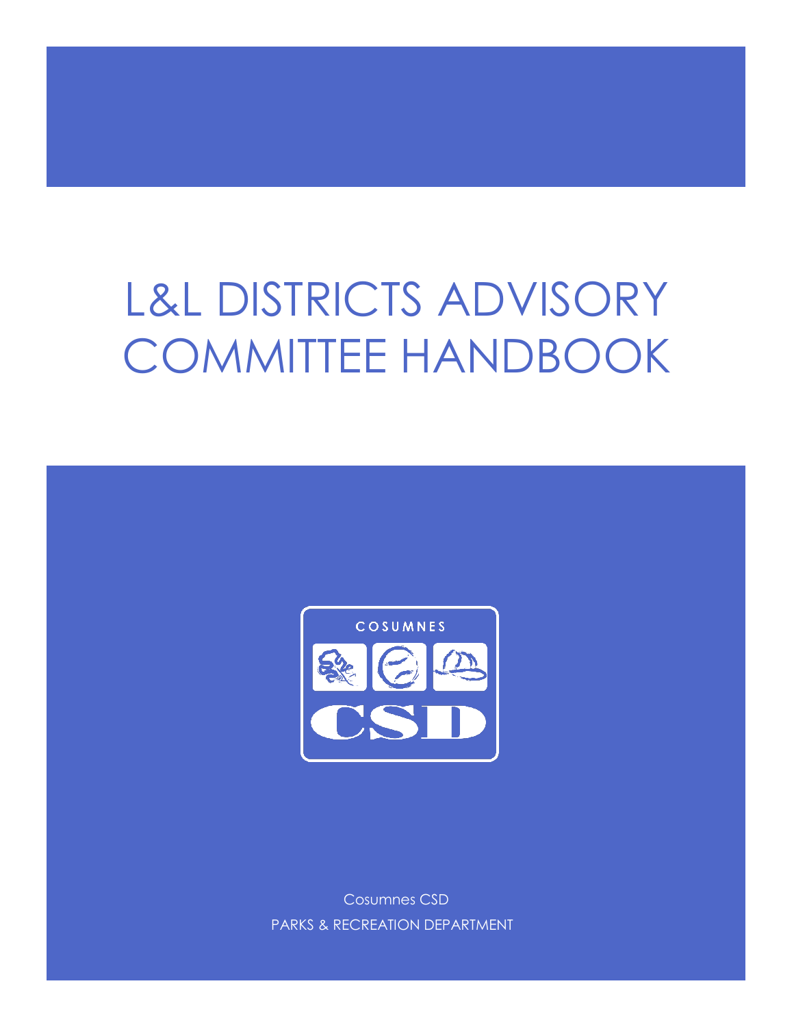# L&L DISTRICTS ADVISORY COMMITTEE HANDBOOK

Cosumnes CSD

PARKS & RECREATION DEPARTMENT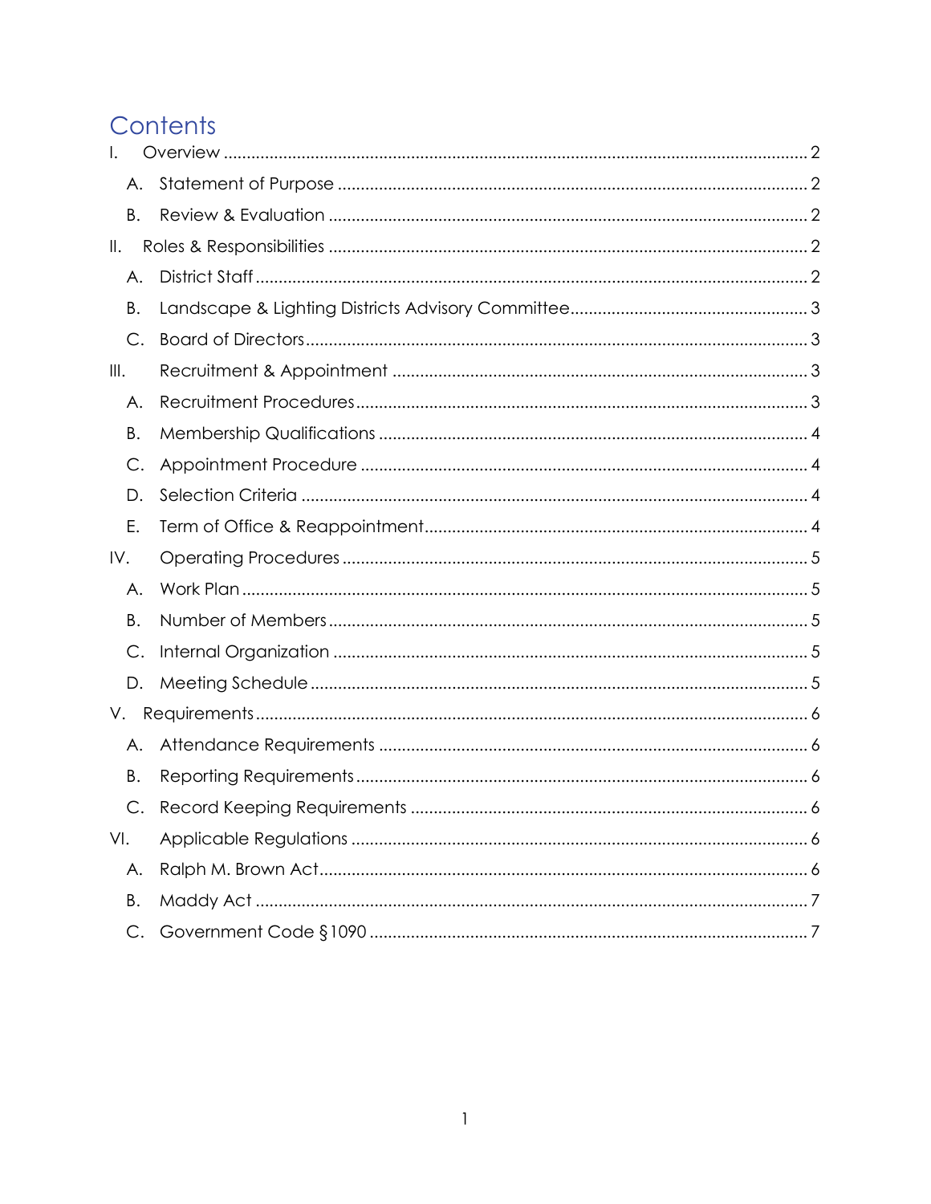# Contents

I. Overview ........................................................................................................ 2

- A. Statement of Purpose ........................................................................ 2
- B. Review & Evaluation ......................................................................... 2

II. Roles & Responsibilities ....................................................................... 2

- A. District Staff ........................................................................................ 2
- B. Landscape & Lighting Districts Advisory Committee ....................... 3
- C. Board of Directors ............................................................................. 3

III. Recruitment & Appointment ................................................................ 3

- A. Recruitment Procedures ................................................................... 3
- B. Membership Qualifications ............................................................... 4
- C. Appointment Procedure ................................................................... 4
- D. Selection Criteria ............................................................................... 4
- E. Term of Office & Reappointment ...................................................... 4

IV. Operating Procedures ......................................................................... 5

- A. Work Plan ........................................................................................... 5
- B. Number of Members ......................................................................... 5
- C. Internal Organization ........................................................................ 5
- D. Meeting Schedule ............................................................................. 5

V. Requirements ........................................................................................ 6

- A. Attendance Requirements ............................................................... 6
- B. Reporting Requirements ................................................................... 6
- C. Record Keeping Requirements ........................................................ 6

VI. Applicable Regulations ....................................................................... 6

- A. Ralph M. Brown Act ........................................................................... 6
- B. Maddy Act ......................................................................................... 7
- C. Government Code §1090 ................................................................ 7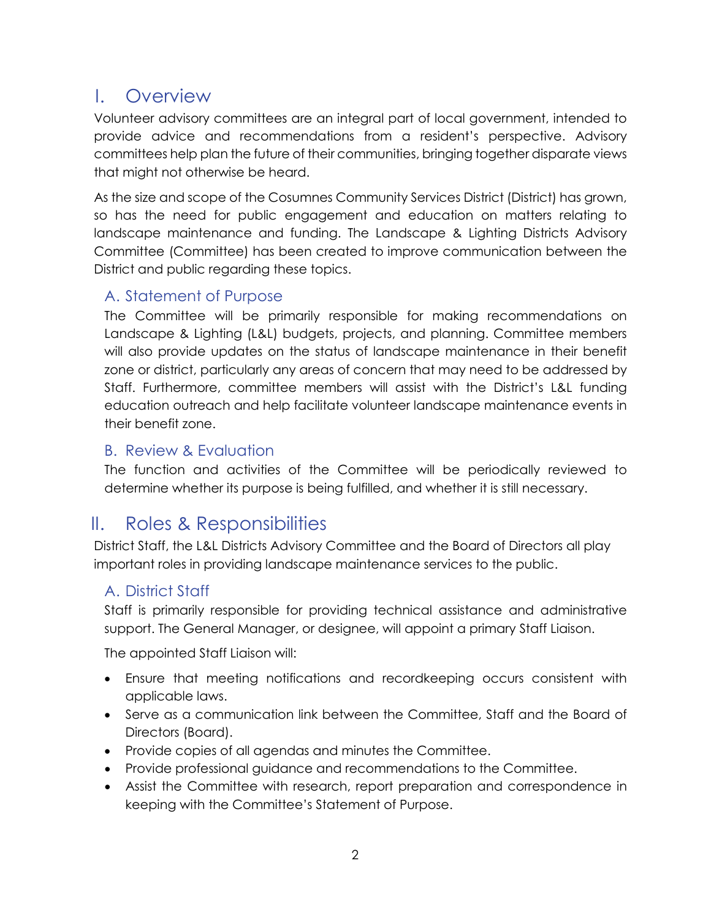# I. Overview

Volunteer advisory committees are an integral part of local government, intended to provide advice and recommendations from a resident's perspective. Advisory committees help plan the future of their communities, bringing together disparate views that might not otherwise be heard.

As the size and scope of the Cosumnes Community Services District (District) has grown, so has the need for public engagement and education on matters relating to landscape maintenance and funding. The Landscape & Lighting Districts Advisory Committee (Committee) has been created to improve communication between the District and public regarding these topics.

## A. Statement of Purpose

The Committee will be primarily responsible for making recommendations on Landscape & Lighting (L&L) budgets, projects, and planning. Committee members will also provide updates on the status of landscape maintenance in their benefit zone or district, particularly any areas of concern that may need to be addressed by Staff. Furthermore, committee members will assist with the District's L&L funding education outreach and help facilitate volunteer landscape maintenance events in their benefit zone.

## B. Review & Evaluation

The function and activities of the Committee will be periodically reviewed to determine whether its purpose is being fulfilled, and whether it is still necessary.

# II. Roles & Responsibilities

District Staff, the L&L Districts Advisory Committee and the Board of Directors all play important roles in providing landscape maintenance services to the public.

## A. District Staff

Staff is primarily responsible for providing technical assistance and administrative support. The General Manager, or designee, will appoint a primary Staff Liaison.

The appointed Staff Liaison will:

- Ensure that meeting notifications and recordkeeping occurs consistent with applicable laws.
- Serve as a communication link between the Committee, Staff and the Board of Directors (Board).
- Provide copies of all agendas and minutes the Committee.
- Provide professional guidance and recommendations to the Committee.
- Assist the Committee with research, report preparation and correspondence in keeping with the Committee's Statement of Purpose.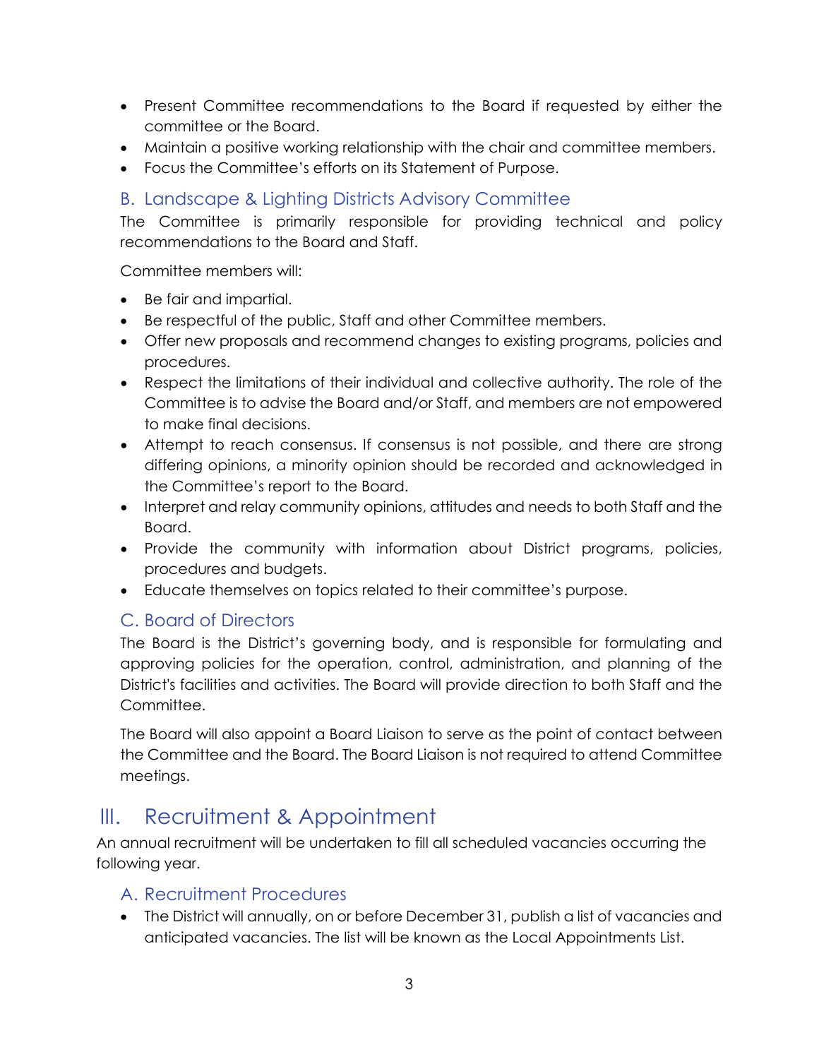- Present Committee recommendations to the Board if requested by either the committee or the Board.
- Maintain a positive working relationship with the chair and committee members.
- Focus the Committee's efforts on its Statement of Purpose.

### B. Landscape & Lighting Districts Advisory Committee

The Committee is primarily responsible for providing technical and policy recommendations to the Board and Staff.

Committee members will:

- Be fair and impartial.
- Be respectful of the public, Staff and other Committee members.
- Offer new proposals and recommend changes to existing programs, policies and procedures.
- Respect the limitations of their individual and collective authority. The role of the Committee is to advise the Board and/or Staff, and members are not empowered to make final decisions.
- Attempt to reach consensus. If consensus is not possible, and there are strong differing opinions, a minority opinion should be recorded and acknowledged in the Committee's report to the Board.
- Interpret and relay community opinions, attitudes and needs to both Staff and the Board.
- Provide the community with information about District programs, policies, procedures and budgets.
- Educate themselves on topics related to their committee's purpose.

### C. Board of Directors

The Board is the District's governing body, and is responsible for formulating and approving policies for the operation, control, administration, and planning of the District's facilities and activities. The Board will provide direction to both Staff and the Committee.

The Board will also appoint a Board Liaison to serve as the point of contact between the Committee and the Board. The Board Liaison is not required to attend Committee meetings.

## III. Recruitment & Appointment

An annual recruitment will be undertaken to fill all scheduled vacancies occurring the following year.

### A. Recruitment Procedures

- The District will annually, on or before December 31, publish a list of vacancies and anticipated vacancies. The list will be known as the Local Appointments List.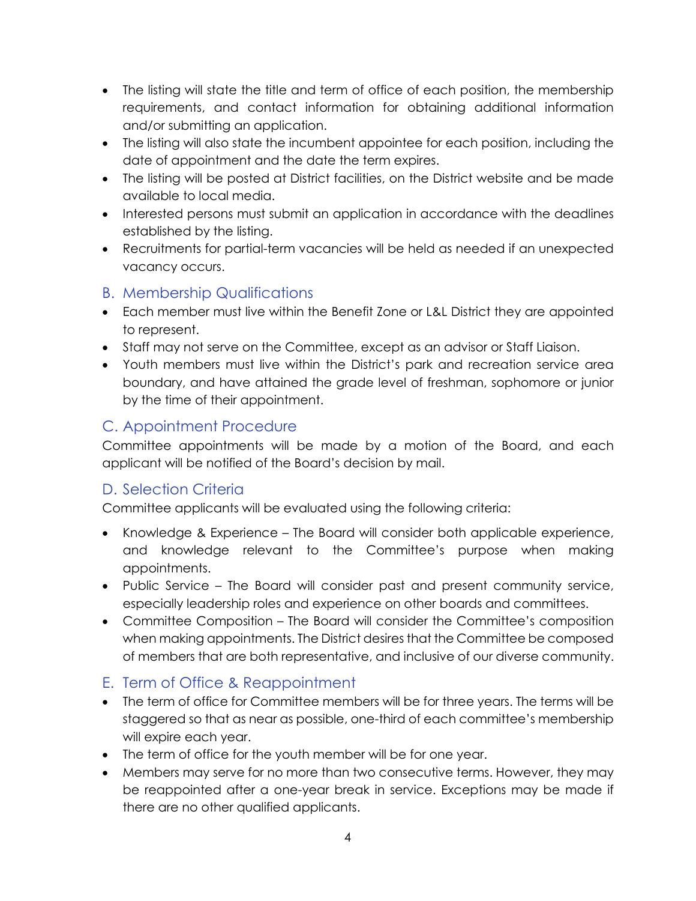- The listing will state the title and term of office of each position, the membership requirements, and contact information for obtaining additional information and/or submitting an application.
- The listing will also state the incumbent appointee for each position, including the date of appointment and the date the term expires.
- The listing will be posted at District facilities, on the District website and be made available to local media.
- Interested persons must submit an application in accordance with the deadlines established by the listing.
- Recruitments for partial-term vacancies will be held as needed if an unexpected vacancy occurs.

## B. Membership Qualifications

- Each member must live within the Benefit Zone or L&L District they are appointed to represent.
- Staff may not serve on the Committee, except as an advisor or Staff Liaison.
- Youth members must live within the District's park and recreation service area boundary, and have attained the grade level of freshman, sophomore or junior by the time of their appointment.

## C. Appointment Procedure

Committee appointments will be made by a motion of the Board, and each applicant will be notified of the Board's decision by mail.

## D. Selection Criteria

Committee applicants will be evaluated using the following criteria:

- Knowledge & Experience – The Board will consider both applicable experience, and knowledge relevant to the Committee's purpose when making appointments.
- Public Service – The Board will consider past and present community service, especially leadership roles and experience on other boards and committees.
- Committee Composition – The Board will consider the Committee's composition when making appointments. The District desires that the Committee be composed of members that are both representative, and inclusive of our diverse community.

## E. Term of Office & Reappointment

- The term of office for Committee members will be for three years. The terms will be staggered so that as near as possible, one-third of each committee's membership will expire each year.
- The term of office for the youth member will be for one year.
- Members may serve for no more than two consecutive terms. However, they may be reappointed after a one-year break in service. Exceptions may be made if there are no other qualified applicants.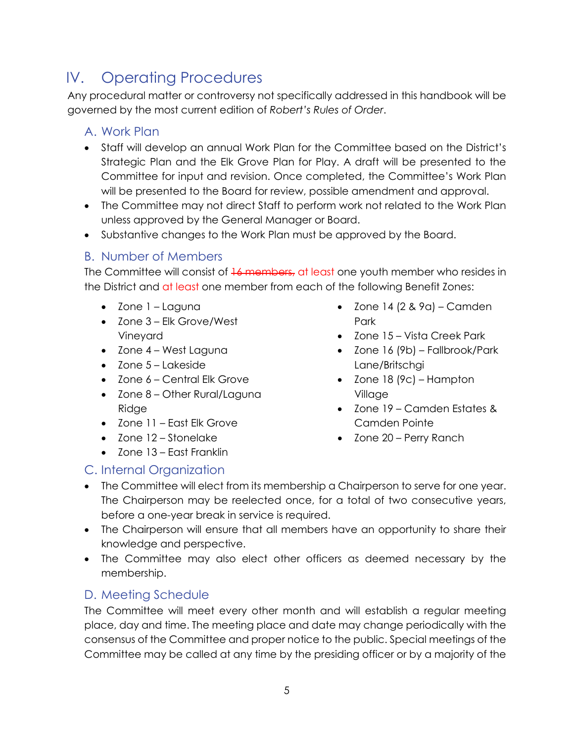# IV. Operating Procedures

Any procedural matter or controversy not specifically addressed in this handbook will be governed by the most current edition of *Robert's Rules of Order*.

## A. Work Plan

- Staff will develop an annual Work Plan for the Committee based on the District's Strategic Plan and the Elk Grove Plan for Play. A draft will be presented to the Committee for input and revision. Once completed, the Committee's Work Plan will be presented to the Board for review, possible amendment and approval.
- The Committee may not direct Staff to perform work not related to the Work Plan unless approved by the General Manager or Board.
- Substantive changes to the Work Plan must be approved by the Board.

## B. Number of Members

The Committee will consist of ~~16 members,~~ at least one youth member who resides in the District and at least one member from each of the following Benefit Zones:

- Zone 1 – Laguna
- Zone 3 – Elk Grove/West Vineyard
- Zone 4 – West Laguna
- Zone 5 – Lakeside
- Zone 6 – Central Elk Grove
- Zone 8 – Other Rural/Laguna Ridge
- Zone 11 – East Elk Grove
- Zone 12 – Stonelake
- Zone 13 – East Franklin
- Zone 14 (2 & 9a) – Camden Park
- Zone 15 – Vista Creek Park
- Zone 16 (9b) – Fallbrook/Park Lane/Britschgi
- Zone 18 (9c) – Hampton Village
- Zone 19 – Camden Estates & Camden Pointe
- Zone 20 – Perry Ranch

## C. Internal Organization

- The Committee will elect from its membership a Chairperson to serve for one year. The Chairperson may be reelected once, for a total of two consecutive years, before a one-year break in service is required.
- The Chairperson will ensure that all members have an opportunity to share their knowledge and perspective.
- The Committee may also elect other officers as deemed necessary by the membership.

## D. Meeting Schedule

The Committee will meet every other month and will establish a regular meeting place, day and time. The meeting place and date may change periodically with the consensus of the Committee and proper notice to the public. Special meetings of the Committee may be called at any time by the presiding officer or by a majority of the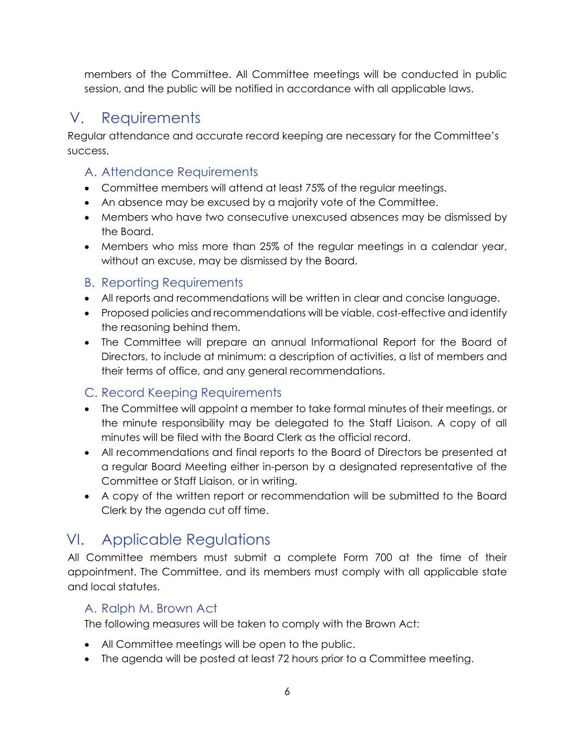members of the Committee. All Committee meetings will be conducted in public session, and the public will be notified in accordance with all applicable laws.

# V. Requirements

Regular attendance and accurate record keeping are necessary for the Committee's success.

## A. Attendance Requirements

- Committee members will attend at least 75% of the regular meetings.
- An absence may be excused by a majority vote of the Committee.
- Members who have two consecutive unexcused absences may be dismissed by the Board.
- Members who miss more than 25% of the regular meetings in a calendar year, without an excuse, may be dismissed by the Board.

## B. Reporting Requirements

- All reports and recommendations will be written in clear and concise language.
- Proposed policies and recommendations will be viable, cost-effective and identify the reasoning behind them.
- The Committee will prepare an annual Informational Report for the Board of Directors, to include at minimum: a description of activities, a list of members and their terms of office, and any general recommendations.

## C. Record Keeping Requirements

- The Committee will appoint a member to take formal minutes of their meetings, or the minute responsibility may be delegated to the Staff Liaison. A copy of all minutes will be filed with the Board Clerk as the official record.
- All recommendations and final reports to the Board of Directors be presented at a regular Board Meeting either in-person by a designated representative of the Committee or Staff Liaison, or in writing.
- A copy of the written report or recommendation will be submitted to the Board Clerk by the agenda cut off time.

# VI. Applicable Regulations

All Committee members must submit a complete Form 700 at the time of their appointment. The Committee, and its members must comply with all applicable state and local statutes.

## A. Ralph M. Brown Act

The following measures will be taken to comply with the Brown Act:

- All Committee meetings will be open to the public.
- The agenda will be posted at least 72 hours prior to a Committee meeting.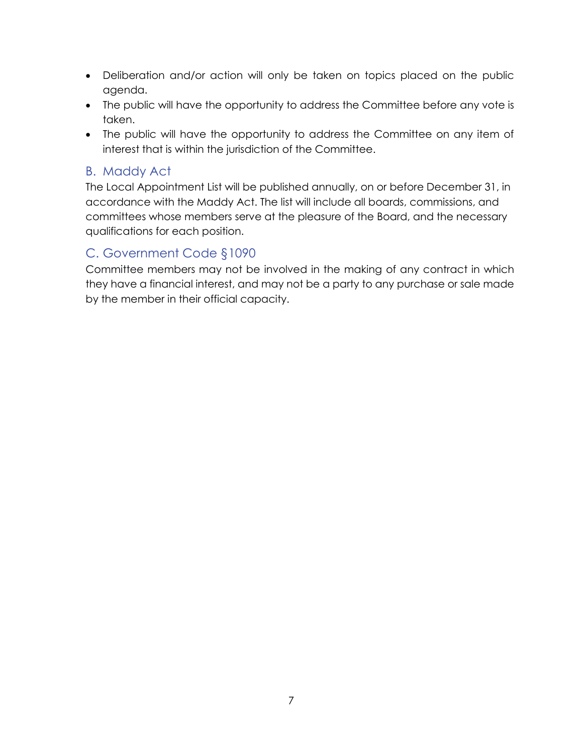- Deliberation and/or action will only be taken on topics placed on the public agenda.
- The public will have the opportunity to address the Committee before any vote is taken.
- The public will have the opportunity to address the Committee on any item of interest that is within the jurisdiction of the Committee.

## B. Maddy Act

The Local Appointment List will be published annually, on or before December 31, in accordance with the Maddy Act. The list will include all boards, commissions, and committees whose members serve at the pleasure of the Board, and the necessary qualifications for each position.

## C. Government Code §1090

Committee members may not be involved in the making of any contract in which they have a financial interest, and may not be a party to any purchase or sale made by the member in their official capacity.